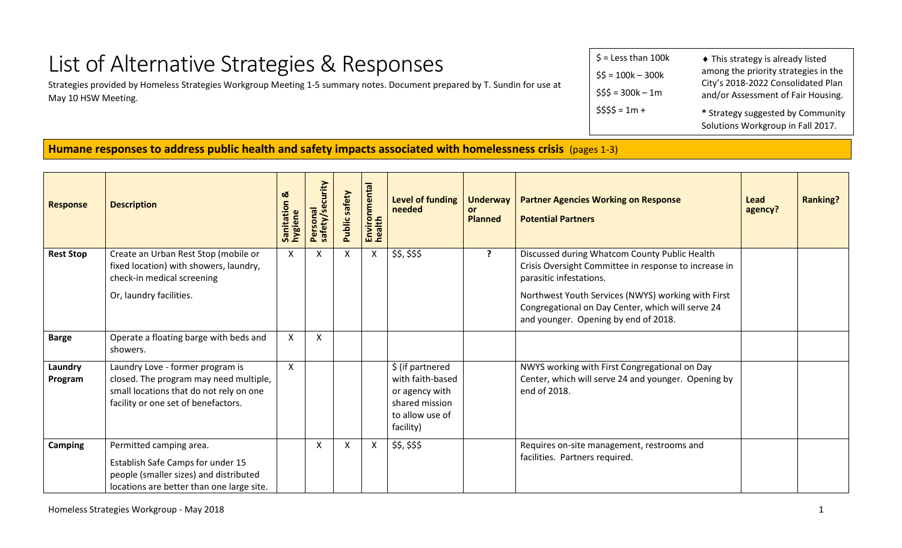# List of Alternative Strategies & Responses

Strategies provided by Homeless Strategies Workgroup Meeting 1-5 summary notes. Document prepared by T. Sundin for use at May 10 HSW Meeting.

$ = Less than 100k
$$ = 100k – 300k
$$$ = 300k – 1m
$$$$ = 1m +

♦ This strategy is already listed among the priority strategies in the City's 2018-2022 Consolidated Plan and/or Assessment of Fair Housing.

* Strategy suggested by Community Solutions Workgroup in Fall 2017.

## Humane responses to address public health and safety impacts associated with homelessness crisis (pages 1-3)

| Response | Description | Sanitation & hygiene | Personal safety/security | Public safety | Environmental health | Level of funding needed | Underway or Planned | Partner Agencies Working on Response<br>Potential Partners | Lead agency? | Ranking? |
|---|---|---|---|---|---|---|---|---|---|---|
| **Rest Stop** | Create an Urban Rest Stop (mobile or fixed location) with showers, laundry, check-in medical screening<br>Or, laundry facilities. | X | X | X | X | $$, $$$ | ? | Discussed during Whatcom County Public Health Crisis Oversight Committee in response to increase in parasitic infestations.<br>Northwest Youth Services (NWYS) working with First Congregational on Day Center, which will serve 24 and younger. Opening by end of 2018. | | |
| **Barge** | Operate a floating barge with beds and showers. | X | X | | | | | | | |
| **Laundry Program** | Laundry Love - former program is closed. The program may need multiple, small locations that do not rely on one facility or one set of benefactors. | X | | | | $ (if partnered with faith-based or agency with shared mission to allow use of facility) | | NWYS working with First Congregational on Day Center, which will serve 24 and younger. Opening by end of 2018. | | |
| **Camping** | Permitted camping area.<br>Establish Safe Camps for under 15 people (smaller sizes) and distributed locations are better than one large site. | | X | X | X | $$, $$$ | | Requires on-site management, restrooms and facilities. Partners required. | | |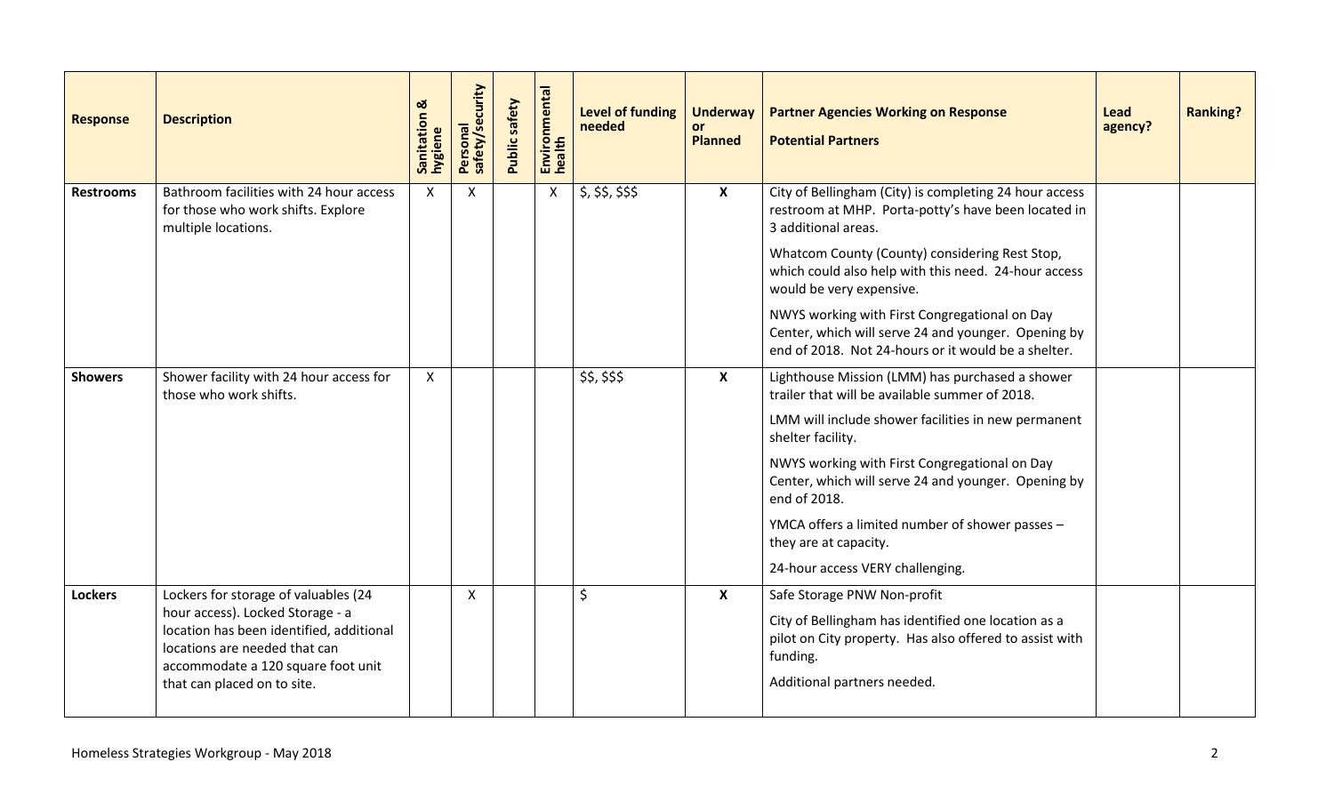| Response | Description | Sanitation & hygiene | Personal safety/security | Public safety | Environmental health | Level of funding needed | Underway or Planned | Partner Agencies Working on Response<br>Potential Partners | Lead agency? | Ranking? |
|---|---|---|---|---|---|---|---|---|---|---|
| **Restrooms** | Bathroom facilities with 24 hour access for those who work shifts. Explore multiple locations. | X | X | | X | $, $$, $$$ | **X** | City of Bellingham (City) is completing 24 hour access restroom at MHP. Porta-potty's have been located in 3 additional areas.<br><br>Whatcom County (County) considering Rest Stop, which could also help with this need. 24-hour access would be very expensive.<br><br>NWYS working with First Congregational on Day Center, which will serve 24 and younger. Opening by end of 2018. Not 24-hours or it would be a shelter. | | |
| **Showers** | Shower facility with 24 hour access for those who work shifts. | X | | | | $$, $$$ | **X** | Lighthouse Mission (LMM) has purchased a shower trailer that will be available summer of 2018.<br><br>LMM will include shower facilities in new permanent shelter facility.<br><br>NWYS working with First Congregational on Day Center, which will serve 24 and younger. Opening by end of 2018.<br><br>YMCA offers a limited number of shower passes – they are at capacity.<br><br>24-hour access VERY challenging. | | |
| **Lockers** | Lockers for storage of valuables (24 hour access). Locked Storage - a location has been identified, additional locations are needed that can accommodate a 120 square foot unit that can placed on to site. | | X | | | $ | **X** | Safe Storage PNW Non-profit<br><br>City of Bellingham has identified one location as a pilot on City property. Has also offered to assist with funding.<br><br>Additional partners needed. | | |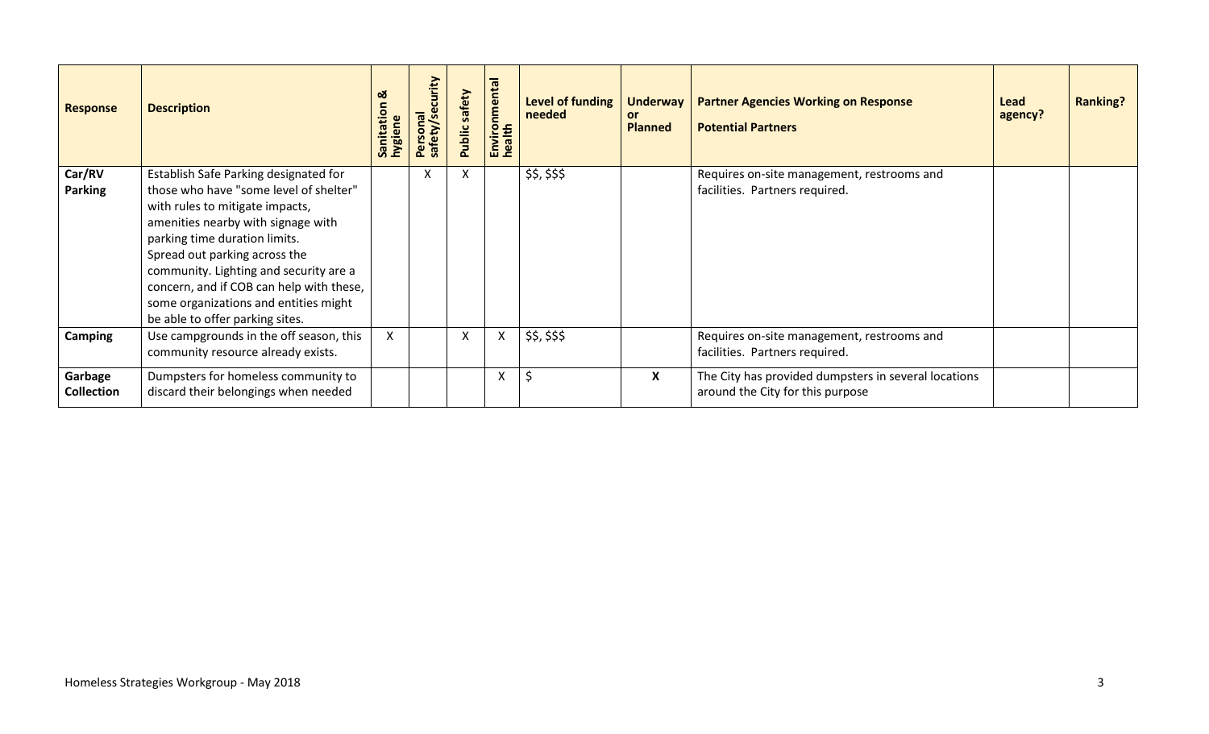| Response | Description | Sanitation & hygiene | Personal safety/security | Public safety | Environmental health | Level of funding needed | Underway or Planned | Partner Agencies Working on Response<br>Potential Partners | Lead agency? | Ranking? |
|---|---|---|---|---|---|---|---|---|---|---|
| **Car/RV Parking** | Establish Safe Parking designated for those who have "some level of shelter" with rules to mitigate impacts, amenities nearby with signage with parking time duration limits. Spread out parking across the community. Lighting and security are a concern, and if COB can help with these, some organizations and entities might be able to offer parking sites. | | X | X | | $$, $$$ | | Requires on-site management, restrooms and facilities. Partners required. | | |
| **Camping** | Use campgrounds in the off season, this community resource already exists. | X | | X | X | $$, $$$ | | Requires on-site management, restrooms and facilities. Partners required. | | |
| **Garbage Collection** | Dumpsters for homeless community to discard their belongings when needed | | | | X | $ | **X** | The City has provided dumpsters in several locations around the City for this purpose | | |

Homeless Strategies Workgroup - May 2018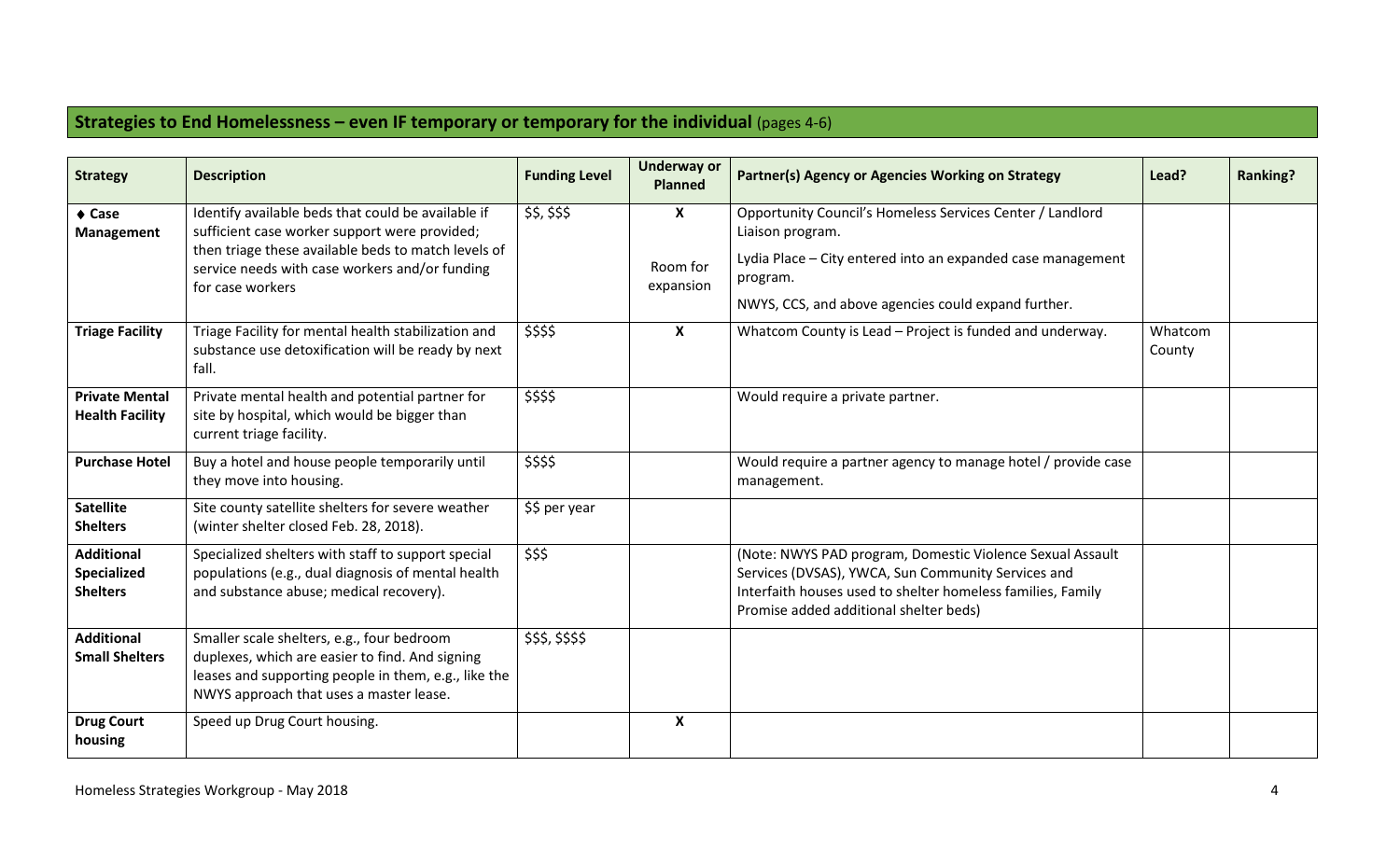## **Strategies to End Homelessness – even IF temporary or temporary for the individual** (pages 4-6)

| Strategy | Description | Funding Level | Underway or Planned | Partner(s) Agency or Agencies Working on Strategy | Lead? | Ranking? |
|---|---|---|---|---|---|---|
| ♦ **Case Management** | Identify available beds that could be available if sufficient case worker support were provided; then triage these available beds to match levels of service needs with case workers and/or funding for case workers | $$, $$$ | X<br><br>Room for expansion | Opportunity Council's Homeless Services Center / Landlord Liaison program.<br><br>Lydia Place – City entered into an expanded case management program.<br><br>NWYS, CCS, and above agencies could expand further. | | |
| **Triage Facility** | Triage Facility for mental health stabilization and substance use detoxification will be ready by next fall. | $$$$ | X | Whatcom County is Lead – Project is funded and underway. | Whatcom County | |
| **Private Mental Health Facility** | Private mental health and potential partner for site by hospital, which would be bigger than current triage facility. | $$$$ | | Would require a private partner. | | |
| **Purchase Hotel** | Buy a hotel and house people temporarily until they move into housing. | $$$$ | | Would require a partner agency to manage hotel / provide case management. | | |
| **Satellite Shelters** | Site county satellite shelters for severe weather (winter shelter closed Feb. 28, 2018). | $$ per year | | | | |
| **Additional Specialized Shelters** | Specialized shelters with staff to support special populations (e.g., dual diagnosis of mental health and substance abuse; medical recovery). | $$$ | | (Note: NWYS PAD program, Domestic Violence Sexual Assault Services (DVSAS), YWCA, Sun Community Services and Interfaith houses used to shelter homeless families, Family Promise added additional shelter beds) | | |
| **Additional Small Shelters** | Smaller scale shelters, e.g., four bedroom duplexes, which are easier to find. And signing leases and supporting people in them, e.g., like the NWYS approach that uses a master lease. | $$$, $$$$ | | | | |
| **Drug Court housing** | Speed up Drug Court housing. | | X | | | |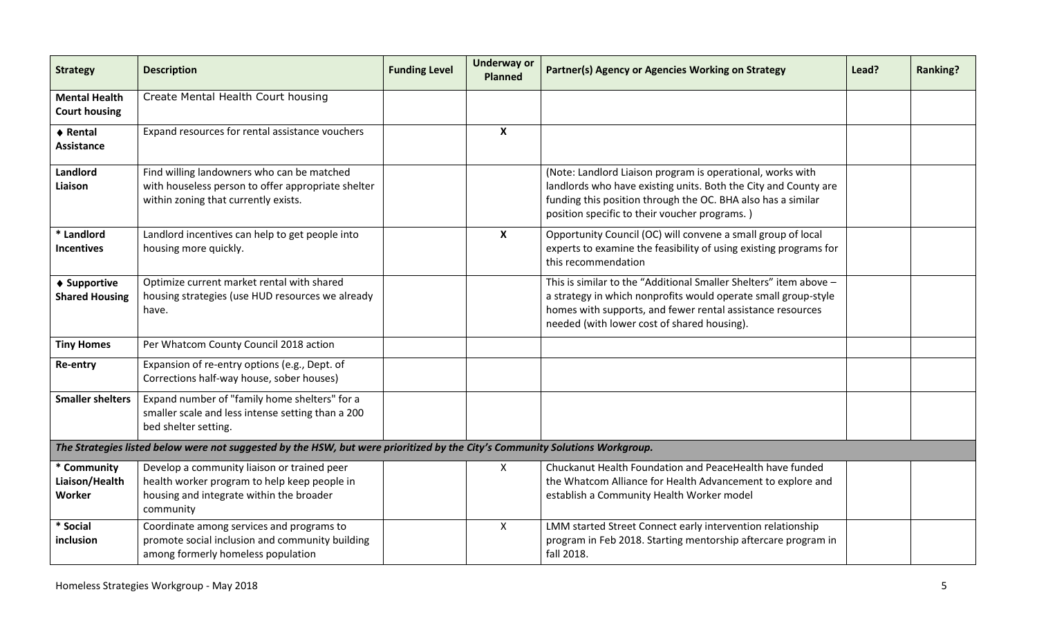| Strategy | Description | Funding Level | Underway or Planned | Partner(s) Agency or Agencies Working on Strategy | Lead? | Ranking? |
| --- | --- | --- | --- | --- | --- | --- |
| **Mental Health Court housing** | Create Mental Health Court housing | | | | | |
| **♦ Rental Assistance** | Expand resources for rental assistance vouchers | | **X** | | | |
| **Landlord Liaison** | Find willing landowners who can be matched with houseless person to offer appropriate shelter within zoning that currently exists. | | | (Note: Landlord Liaison program is operational, works with landlords who have existing units. Both the City and County are funding this position through the OC. BHA also has a similar position specific to their voucher programs. ) | | |
| **\* Landlord Incentives** | Landlord incentives can help to get people into housing more quickly. | | **X** | Opportunity Council (OC) will convene a small group of local experts to examine the feasibility of using existing programs for this recommendation | | |
| **♦ Supportive Shared Housing** | Optimize current market rental with shared housing strategies (use HUD resources we already have. | | | This is similar to the "Additional Smaller Shelters" item above – a strategy in which nonprofits would operate small group-style homes with supports, and fewer rental assistance resources needed (with lower cost of shared housing). | | |
| **Tiny Homes** | Per Whatcom County Council 2018 action | | | | | |
| **Re-entry** | Expansion of re-entry options (e.g., Dept. of Corrections half-way house, sober houses) | | | | | |
| **Smaller shelters** | Expand number of "family home shelters" for a smaller scale and less intense setting than a 200 bed shelter setting. | | | | | |
| ***The Strategies listed below were not suggested by the HSW, but were prioritized by the City's Community Solutions Workgroup.*** | | | | | | |
| **\* Community Liaison/Health Worker** | Develop a community liaison or trained peer health worker program to help keep people in housing and integrate within the broader community | | X | Chuckanut Health Foundation and PeaceHealth have funded the Whatcom Alliance for Health Advancement to explore and establish a Community Health Worker model | | |
| **\* Social inclusion** | Coordinate among services and programs to promote social inclusion and community building among formerly homeless population | | X | LMM started Street Connect early intervention relationship program in Feb 2018. Starting mentorship aftercare program in fall 2018. | | |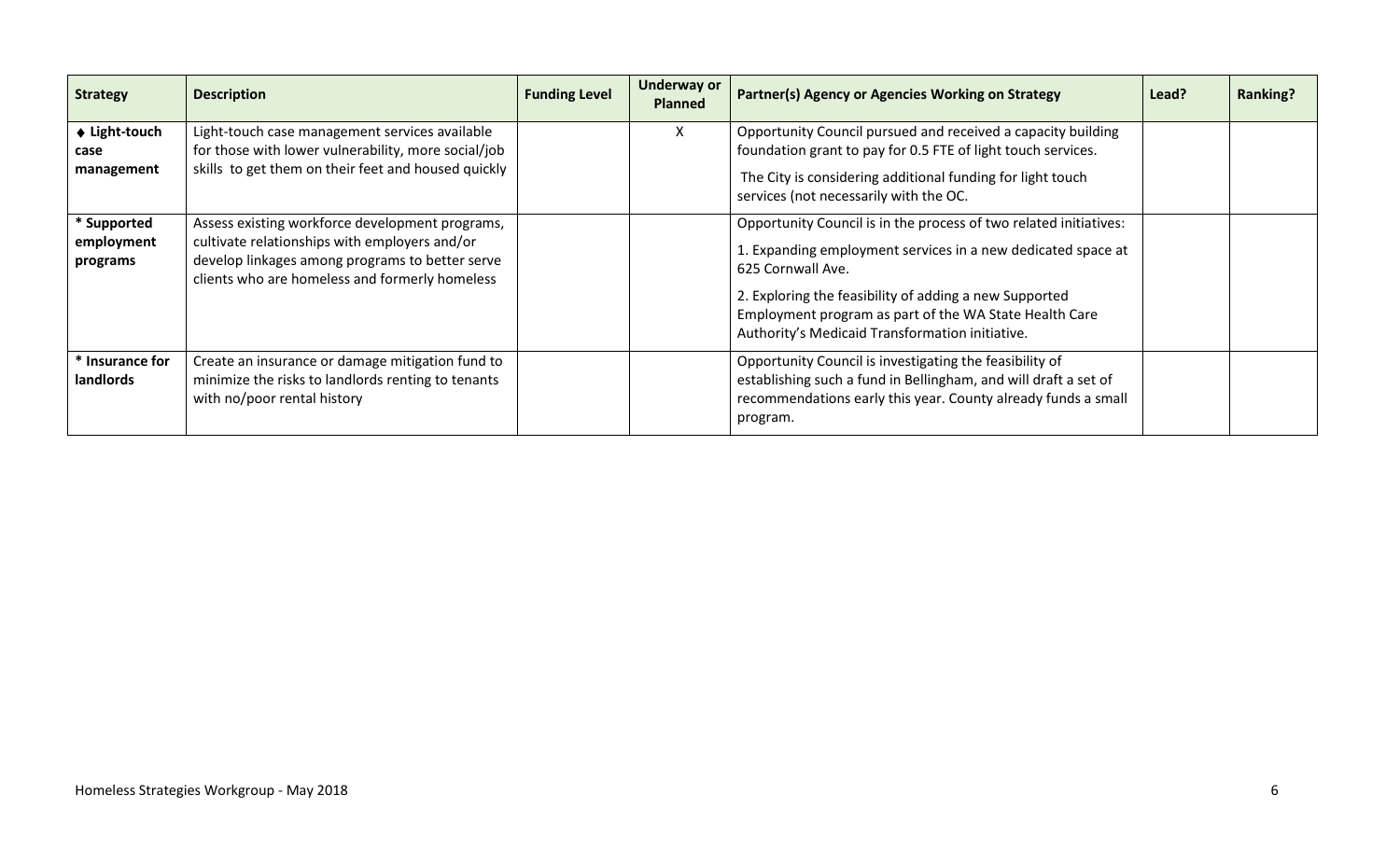| **Strategy** | **Description** | **Funding Level** | **Underway or Planned** | **Partner(s) Agency or Agencies Working on Strategy** | **Lead?** | **Ranking?** |
|---|---|---|---|---|---|---|
| **♦ Light-touch case management** | Light-touch case management services available for those with lower vulnerability, more social/job skills to get them on their feet and housed quickly | | X | Opportunity Council pursued and received a capacity building foundation grant to pay for 0.5 FTE of light touch services. The City is considering additional funding for light touch services (not necessarily with the OC. | | |
| **\* Supported employment programs** | Assess existing workforce development programs, cultivate relationships with employers and/or develop linkages among programs to better serve clients who are homeless and formerly homeless | | | Opportunity Council is in the process of two related initiatives: 1. Expanding employment services in a new dedicated space at 625 Cornwall Ave. 2. Exploring the feasibility of adding a new Supported Employment program as part of the WA State Health Care Authority's Medicaid Transformation initiative. | | |
| **\* Insurance for landlords** | Create an insurance or damage mitigation fund to minimize the risks to landlords renting to tenants with no/poor rental history | | | Opportunity Council is investigating the feasibility of establishing such a fund in Bellingham, and will draft a set of recommendations early this year. County already funds a small program. | | |

Homeless Strategies Workgroup - May 2018